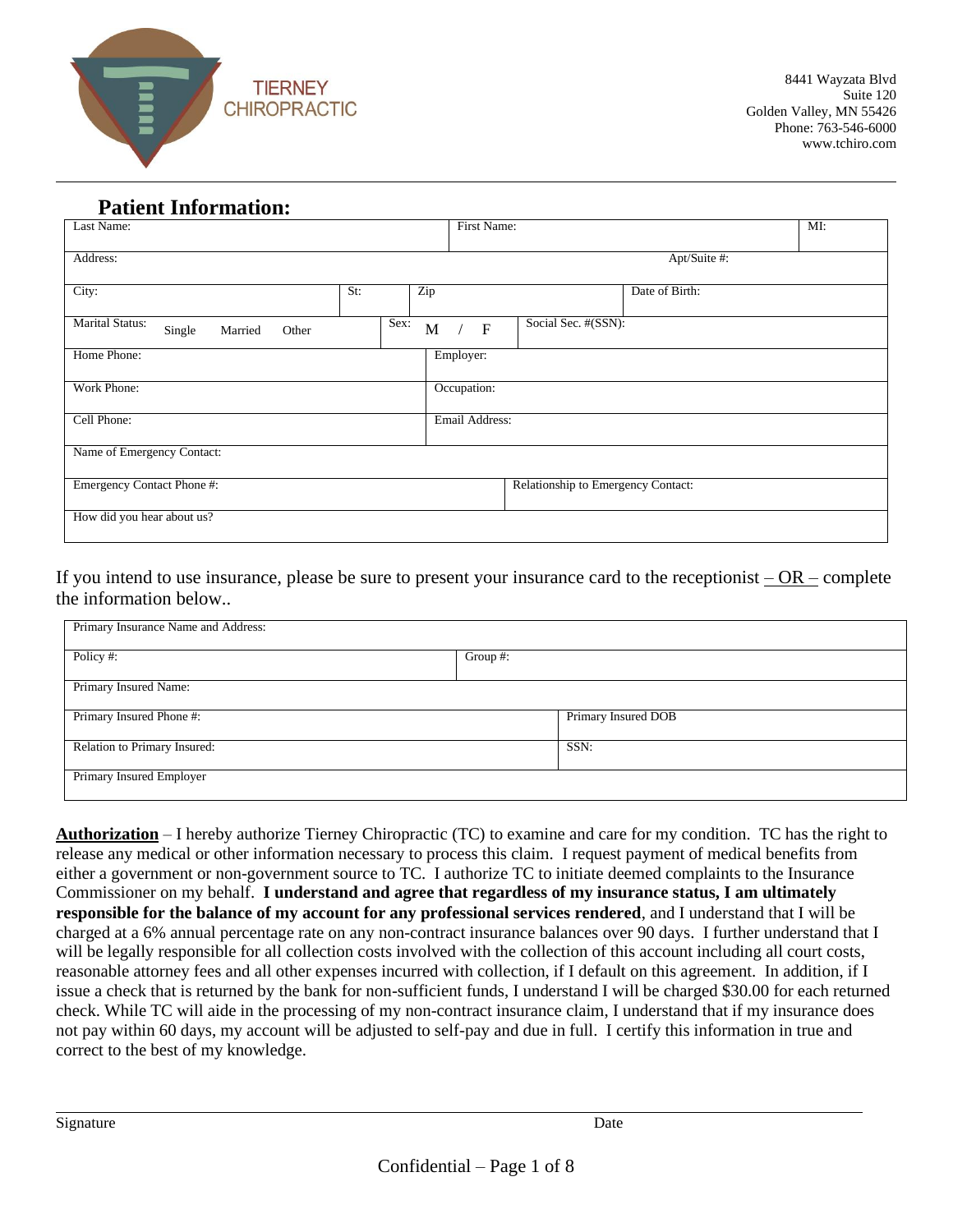TIERNEY CHIROPRACTIC

8441 Wayzata Blvd
Suite 120
Golden Valley, MN 55426
Phone: 763-546-6000
www.tchiro.com

## Patient Information:

| Last Name: | | First Name: | MI: |
|---|---|---|---|
| Address: | | Apt/Suite #: | |
| City: | St: | Zip | Date of Birth: |
| Marital Status: Single Married Other | Sex: M / F | Social Sec. #(SSN): | |
| Home Phone: | | Employer: | |
| Work Phone: | | Occupation: | |
| Cell Phone: | | Email Address: | |
| Name of Emergency Contact: | | | |
| Emergency Contact Phone #: | | Relationship to Emergency Contact: | |
| How did you hear about us? | | | |

If you intend to use insurance, please be sure to present your insurance card to the receptionist – OR – complete the information below..

| Primary Insurance Name and Address: | |
|---|---|
| Policy #: | Group #: |
| Primary Insured Name: | |
| Primary Insured Phone #: | Primary Insured DOB |
| Relation to Primary Insured: | SSN: |
| Primary Insured Employer | |

**Authorization** – I hereby authorize Tierney Chiropractic (TC) to examine and care for my condition. TC has the right to release any medical or other information necessary to process this claim. I request payment of medical benefits from either a government or non-government source to TC. I authorize TC to initiate deemed complaints to the Insurance Commissioner on my behalf. **I understand and agree that regardless of my insurance status, I am ultimately responsible for the balance of my account for any professional services rendered**, and I understand that I will be charged at a 6% annual percentage rate on any non-contract insurance balances over 90 days. I further understand that I will be legally responsible for all collection costs involved with the collection of this account including all court costs, reasonable attorney fees and all other expenses incurred with collection, if I default on this agreement. In addition, if I issue a check that is returned by the bank for non-sufficient funds, I understand I will be charged $30.00 for each returned check. While TC will aide in the processing of my non-contract insurance claim, I understand that if my insurance does not pay within 60 days, my account will be adjusted to self-pay and due in full. I certify this information in true and correct to the best of my knowledge.

Signature ______________________________ Date ______________

Confidential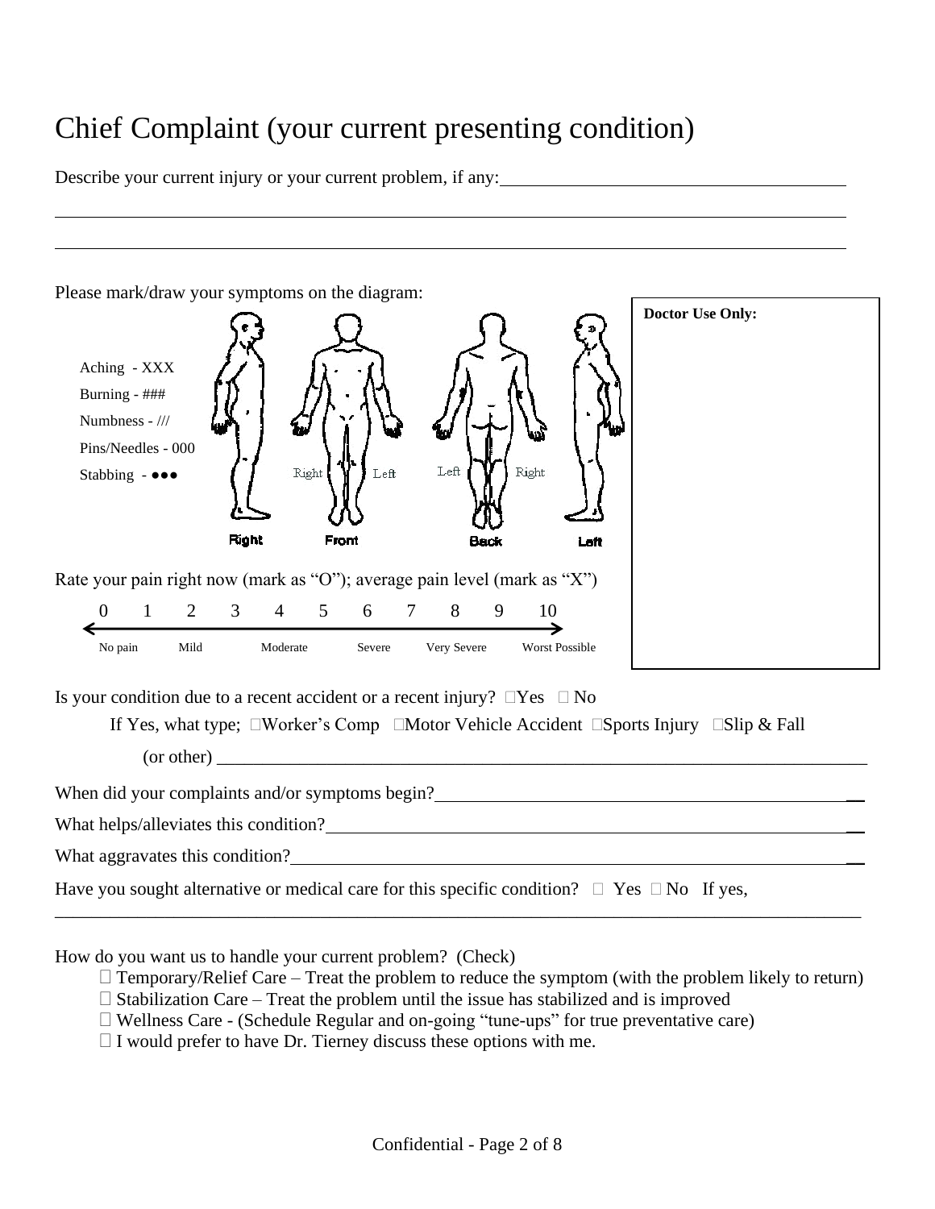# Chief Complaint (your current presenting condition)

Describe your current injury or your current problem, if any: ______________________________________

________________________________________________________________________________

________________________________________________________________________________

Please mark/draw your symptoms on the diagram:

Aching - XXX
Burning - ###
Numbness - ///
Pins/Needles - 000
Stabbing - ●●●

Right | Front (Right, Left) | Back (Left, Right) | Left

**Doctor Use Only:**

Rate your pain right now (mark as "O"); average pain level (mark as "X")

| 0 | 1 | 2 | 3 | 4 | 5 | 6 | 7 | 8 | 9 | 10 |
|---|---|---|---|---|---|---|---|---|---|---|
| No pain | | Mild | | Moderate | | Severe | | Very Severe | | Worst Possible |

Is your condition due to a recent accident or a recent injury? ☐Yes ☐ No

If Yes, what type; ☐Worker's Comp ☐Motor Vehicle Accident ☐Sports Injury ☐Slip & Fall

(or other) ________________________________________________________________

When did your complaints and/or symptoms begin? ______________________________________

What helps/alleviates this condition? ______________________________________________

What aggravates this condition? __________________________________________________

Have you sought alternative or medical care for this specific condition? ☐ Yes ☐ No If yes,

________________________________________________________________________________

How do you want us to handle your current problem? (Check)

- ☐ Temporary/Relief Care – Treat the problem to reduce the symptom (with the problem likely to return)
- ☐ Stabilization Care – Treat the problem until the issue has stabilized and is improved
- ☐ Wellness Care - (Schedule Regular and on-going "tune-ups" for true preventative care)
- ☐ I would prefer to have Dr. Tierney discuss these options with me.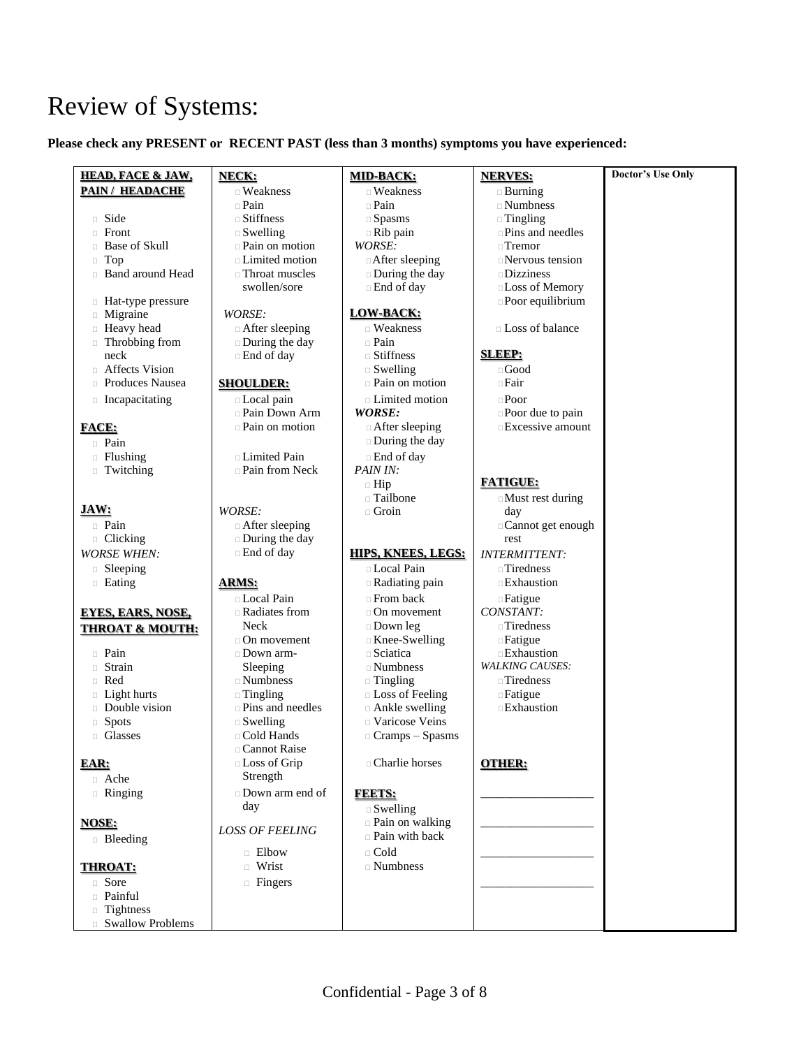# Review of Systems:

**Please check any PRESENT or RECENT PAST (less than 3 months) symptoms you have experienced:**

**HEAD, FACE & JAW, PAIN / HEADACHE**

- □ Side
- □ Front
- □ Base of Skull
- □ Top
- □ Band around Head
- □ Hat-type pressure
- □ Migraine
- □ Heavy head
- □ Throbbing from neck
- □ Affects Vision
- □ Produces Nausea
- □ Incapacitating

**FACE:**

- □ Pain
- □ Flushing
- □ Twitching

**JAW:**

- □ Pain
- □ Clicking

*WORSE WHEN:*

- □ Sleeping
- □ Eating

**EYES, EARS, NOSE, THROAT & MOUTH:**

- □ Pain
- □ Strain
- □ Red
- □ Light hurts
- □ Double vision
- □ Spots
- □ Glasses

**EAR:**

- □ Ache
- □ Ringing

**NOSE:**

- □ Bleeding

**THROAT:**

- □ Sore
- □ Painful
- □ Tightness
- □ Swallow Problems

**NECK:**

- □ Weakness
- □ Pain
- □ Stiffness
- □ Swelling
- □ Pain on motion
- □ Limited motion
- □ Throat muscles swollen/sore

*WORSE:*

- □ After sleeping
- □ During the day
- □ End of day

**SHOULDER:**

- □ Local pain
- □ Pain Down Arm
- □ Pain on motion
- □ Limited Pain
- □ Pain from Neck

*WORSE:*

- □ After sleeping
- □ During the day
- □ End of day

**ARMS:**

- □ Local Pain
- □ Radiates from Neck
- □ On movement
- □ Down arm-Sleeping
- □ Numbness
- □ Tingling
- □ Pins and needles
- □ Swelling
- □ Cold Hands
- □ Cannot Raise
- □ Loss of Grip Strength
- □ Down arm end of day

*LOSS OF FEELING*

- □ Elbow
- □ Wrist
- □ Fingers

**MID-BACK:**

- □ Weakness
- □ Pain
- □ Spasms
- □ Rib pain

*WORSE:*

- □ After sleeping
- □ During the day
- □ End of day

**LOW-BACK:**

- □ Weakness
- □ Pain
- □ Stiffness
- □ Swelling
- □ Pain on motion
- □ Limited motion

***WORSE:***

- □ After sleeping
- □ During the day
- □ End of day

*PAIN IN:*

- □ Hip
- □ Tailbone
- □ Groin

**HIPS, KNEES, LEGS:**

- □ Local Pain
- □ Radiating pain
- □ From back
- □ On movement
- □ Down leg
- □ Knee-Swelling
- □ Sciatica
- □ Numbness
- □ Tingling
- □ Loss of Feeling
- □ Ankle swelling
- □ Varicose Veins
- □ Cramps – Spasms
- □ Charlie horses

**FEETS:**

- □ Swelling
- □ Pain on walking
- □ Pain with back
- □ Cold
- □ Numbness

**NERVES:**

- □ Burning
- □ Numbness
- □ Tingling
- □ Pins and needles
- □ Tremor
- □ Nervous tension
- □ Dizziness
- □ Loss of Memory
- □ Poor equilibrium
- □ Loss of balance

**SLEEP:**

- □ Good
- □ Fair
- □ Poor
- □ Poor due to pain
- □ Excessive amount

**FATIGUE:**

- □ Must rest during day
- □ Cannot get enough rest

*INTERMITTENT:*

- □ Tiredness
- □ Exhaustion
- □ Fatigue

*CONSTANT:*

- □ Tiredness
- □ Fatigue
- □ Exhaustion

*WALKING CAUSES:*

- □ Tiredness
- □ Fatigue
- □ Exhaustion

**OTHER:**

___________________

___________________

___________________

___________________

**Doctor's Use Only**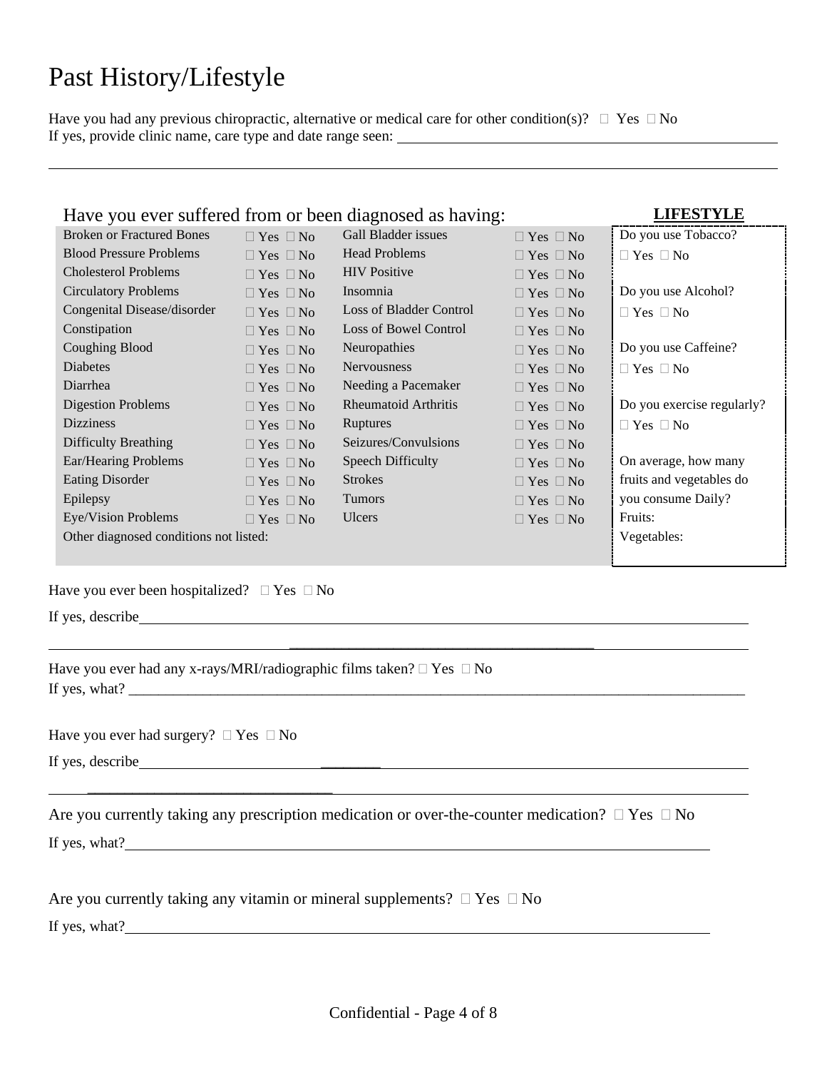# Past History/Lifestyle

Have you had any previous chiropractic, alternative or medical care for other condition(s)?  Yes  No
If yes, provide clinic name, care type and date range seen: ______________________________________________

________________________________________________________________________________________

Have you ever suffered from or been diagnosed as having:

| Condition | Response | Condition | Response |
|---|---|---|---|
| Broken or Fractured Bones |  Yes  No | Gall Bladder issues |  Yes  No |
| Blood Pressure Problems |  Yes  No | Head Problems |  Yes  No |
| Cholesterol Problems |  Yes  No | HIV Positive |  Yes  No |
| Circulatory Problems |  Yes  No | Insomnia |  Yes  No |
| Congenital Disease/disorder |  Yes  No | Loss of Bladder Control |  Yes  No |
| Constipation |  Yes  No | Loss of Bowel Control |  Yes  No |
| Coughing Blood |  Yes  No | Neuropathies |  Yes  No |
| Diabetes |  Yes  No | Nervousness |  Yes  No |
| Diarrhea |  Yes  No | Needing a Pacemaker |  Yes  No |
| Digestion Problems |  Yes  No | Rheumatoid Arthritis |  Yes  No |
| Dizziness |  Yes  No | Ruptures |  Yes  No |
| Difficulty Breathing |  Yes  No | Seizures/Convulsions |  Yes  No |
| Ear/Hearing Problems |  Yes  No | Speech Difficulty |  Yes  No |
| Eating Disorder |  Yes  No | Strokes |  Yes  No |
| Epilepsy |  Yes  No | Tumors |  Yes  No |
| Eye/Vision Problems |  Yes  No | Ulcers |  Yes  No |

Other diagnosed conditions not listed:

**LIFESTYLE**

Do you use Tobacco?
 Yes  No

Do you use Alcohol?
 Yes  No

Do you use Caffeine?
 Yes  No

Do you exercise regularly?
 Yes  No

On average, how many fruits and vegetables do you consume Daily?
Fruits:
Vegetables:

Have you ever been hospitalized?  Yes  No

If yes, describe________________________________________________________________________________

________________________________________________________________________________________

Have you ever had any x-rays/MRI/radiographic films taken?  Yes  No
If yes, what? ___________________________________________________________________________________

Have you ever had surgery?  Yes  No

If yes, describe________________________________________________________________________________

________________________________________________________________________________________

Are you currently taking any prescription medication or over-the-counter medication?  Yes  No

If yes, what?___________________________________________________________________________

Are you currently taking any vitamin or mineral supplements?  Yes  No

If yes, what?___________________________________________________________________________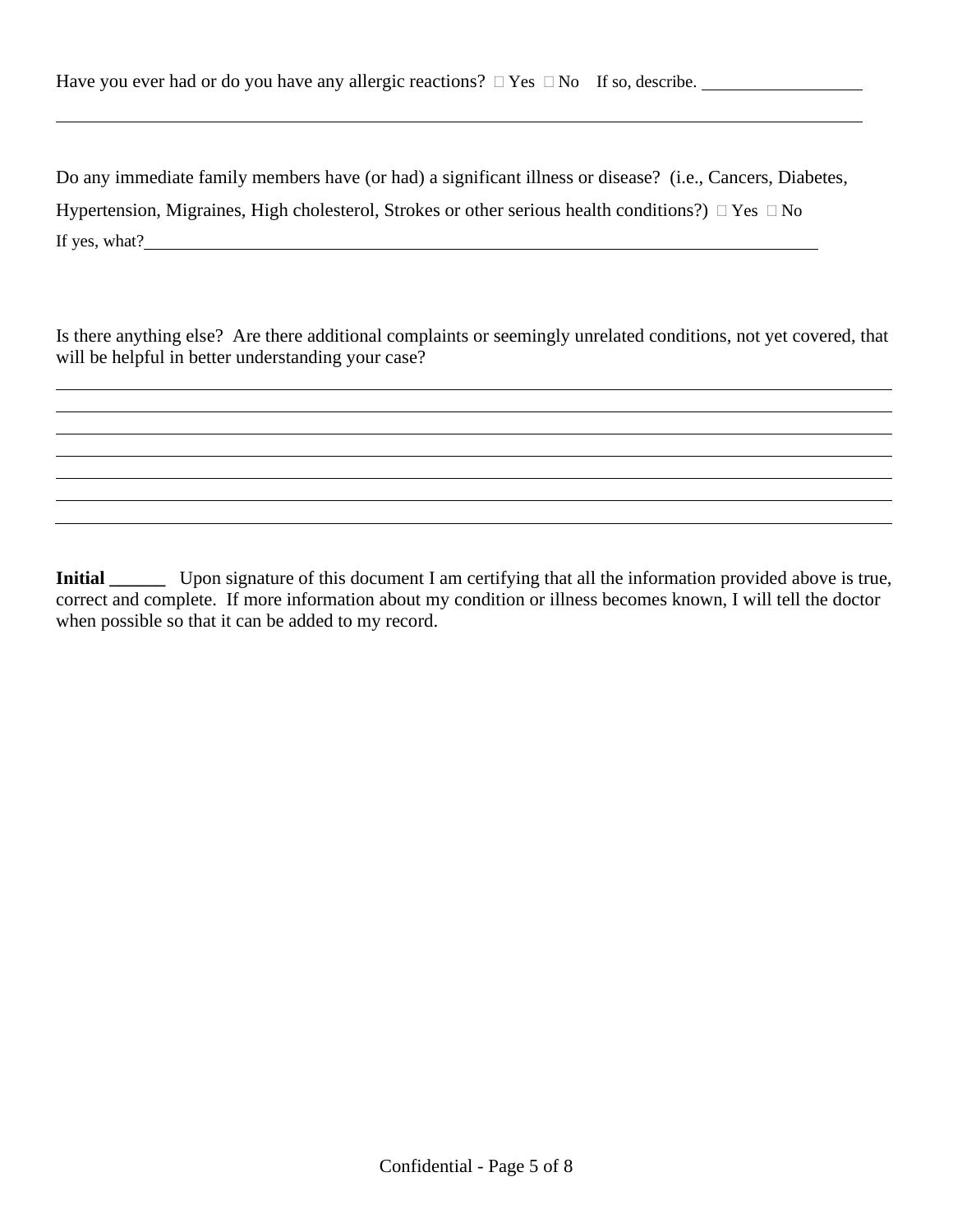Have you ever had or do you have any allergic reactions? ☐ Yes ☐ No If so, describe. ____________________

____________________________________________________________________________________________

Do any immediate family members have (or had) a significant illness or disease? (i.e., Cancers, Diabetes, Hypertension, Migraines, High cholesterol, Strokes or other serious health conditions?) ☐ Yes ☐ No

If yes, what?____________________________________________________________________________

Is there anything else? Are there additional complaints or seemingly unrelated conditions, not yet covered, that will be helpful in better understanding your case?

____________________________________________________________________________________________

____________________________________________________________________________________________

____________________________________________________________________________________________

____________________________________________________________________________________________

____________________________________________________________________________________________

____________________________________________________________________________________________

____________________________________________________________________________________________

**Initial ______** Upon signature of this document I am certifying that all the information provided above is true, correct and complete. If more information about my condition or illness becomes known, I will tell the doctor when possible so that it can be added to my record.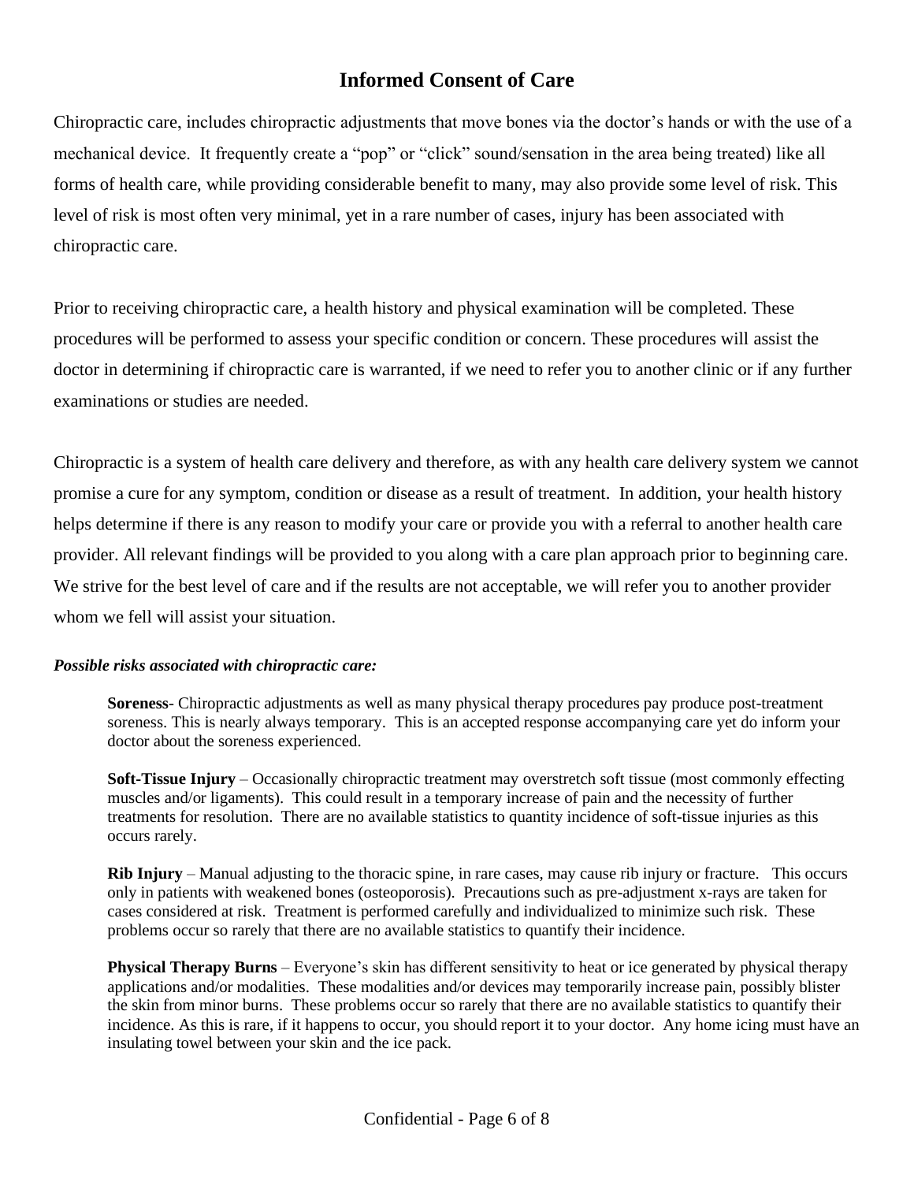# Informed Consent of Care

Chiropractic care, includes chiropractic adjustments that move bones via the doctor's hands or with the use of a mechanical device. It frequently create a "pop" or "click" sound/sensation in the area being treated) like all forms of health care, while providing considerable benefit to many, may also provide some level of risk. This level of risk is most often very minimal, yet in a rare number of cases, injury has been associated with chiropractic care.

Prior to receiving chiropractic care, a health history and physical examination will be completed. These procedures will be performed to assess your specific condition or concern. These procedures will assist the doctor in determining if chiropractic care is warranted, if we need to refer you to another clinic or if any further examinations or studies are needed.

Chiropractic is a system of health care delivery and therefore, as with any health care delivery system we cannot promise a cure for any symptom, condition or disease as a result of treatment. In addition, your health history helps determine if there is any reason to modify your care or provide you with a referral to another health care provider. All relevant findings will be provided to you along with a care plan approach prior to beginning care. We strive for the best level of care and if the results are not acceptable, we will refer you to another provider whom we fell will assist your situation.

***Possible risks associated with chiropractic care:***

**Soreness**- Chiropractic adjustments as well as many physical therapy procedures pay produce post-treatment soreness. This is nearly always temporary. This is an accepted response accompanying care yet do inform your doctor about the soreness experienced.

**Soft-Tissue Injury** – Occasionally chiropractic treatment may overstretch soft tissue (most commonly effecting muscles and/or ligaments). This could result in a temporary increase of pain and the necessity of further treatments for resolution. There are no available statistics to quantity incidence of soft-tissue injuries as this occurs rarely.

**Rib Injury** – Manual adjusting to the thoracic spine, in rare cases, may cause rib injury or fracture. This occurs only in patients with weakened bones (osteoporosis). Precautions such as pre-adjustment x-rays are taken for cases considered at risk. Treatment is performed carefully and individualized to minimize such risk. These problems occur so rarely that there are no available statistics to quantify their incidence.

**Physical Therapy Burns** – Everyone's skin has different sensitivity to heat or ice generated by physical therapy applications and/or modalities. These modalities and/or devices may temporarily increase pain, possibly blister the skin from minor burns. These problems occur so rarely that there are no available statistics to quantify their incidence. As this is rare, if it happens to occur, you should report it to your doctor. Any home icing must have an insulating towel between your skin and the ice pack.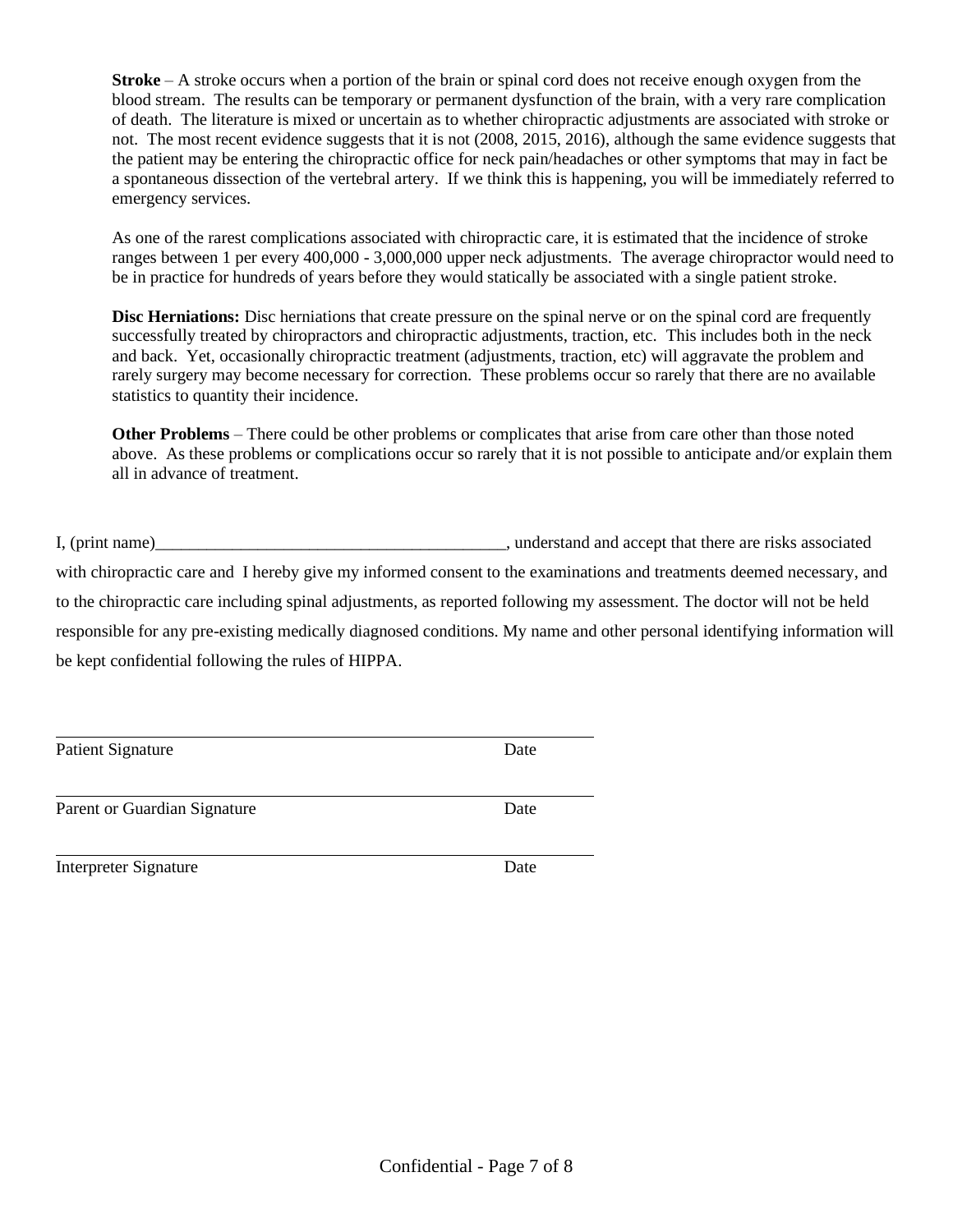**Stroke** – A stroke occurs when a portion of the brain or spinal cord does not receive enough oxygen from the blood stream. The results can be temporary or permanent dysfunction of the brain, with a very rare complication of death. The literature is mixed or uncertain as to whether chiropractic adjustments are associated with stroke or not. The most recent evidence suggests that it is not (2008, 2015, 2016), although the same evidence suggests that the patient may be entering the chiropractic office for neck pain/headaches or other symptoms that may in fact be a spontaneous dissection of the vertebral artery. If we think this is happening, you will be immediately referred to emergency services.

As one of the rarest complications associated with chiropractic care, it is estimated that the incidence of stroke ranges between 1 per every 400,000 - 3,000,000 upper neck adjustments. The average chiropractor would need to be in practice for hundreds of years before they would statically be associated with a single patient stroke.

**Disc Herniations:** Disc herniations that create pressure on the spinal nerve or on the spinal cord are frequently successfully treated by chiropractors and chiropractic adjustments, traction, etc. This includes both in the neck and back. Yet, occasionally chiropractic treatment (adjustments, traction, etc) will aggravate the problem and rarely surgery may become necessary for correction. These problems occur so rarely that there are no available statistics to quantity their incidence.

**Other Problems** – There could be other problems or complicates that arise from care other than those noted above. As these problems or complications occur so rarely that it is not possible to anticipate and/or explain them all in advance of treatment.

I, (print name)_________________________________________, understand and accept that there are risks associated with chiropractic care and I hereby give my informed consent to the examinations and treatments deemed necessary, and to the chiropractic care including spinal adjustments, as reported following my assessment. The doctor will not be held responsible for any pre-existing medically diagnosed conditions. My name and other personal identifying information will be kept confidential following the rules of HIPPA.

_____________________________________________________________

Patient Signature Date

_____________________________________________________________

Parent or Guardian Signature Date

_____________________________________________________________

Interpreter Signature Date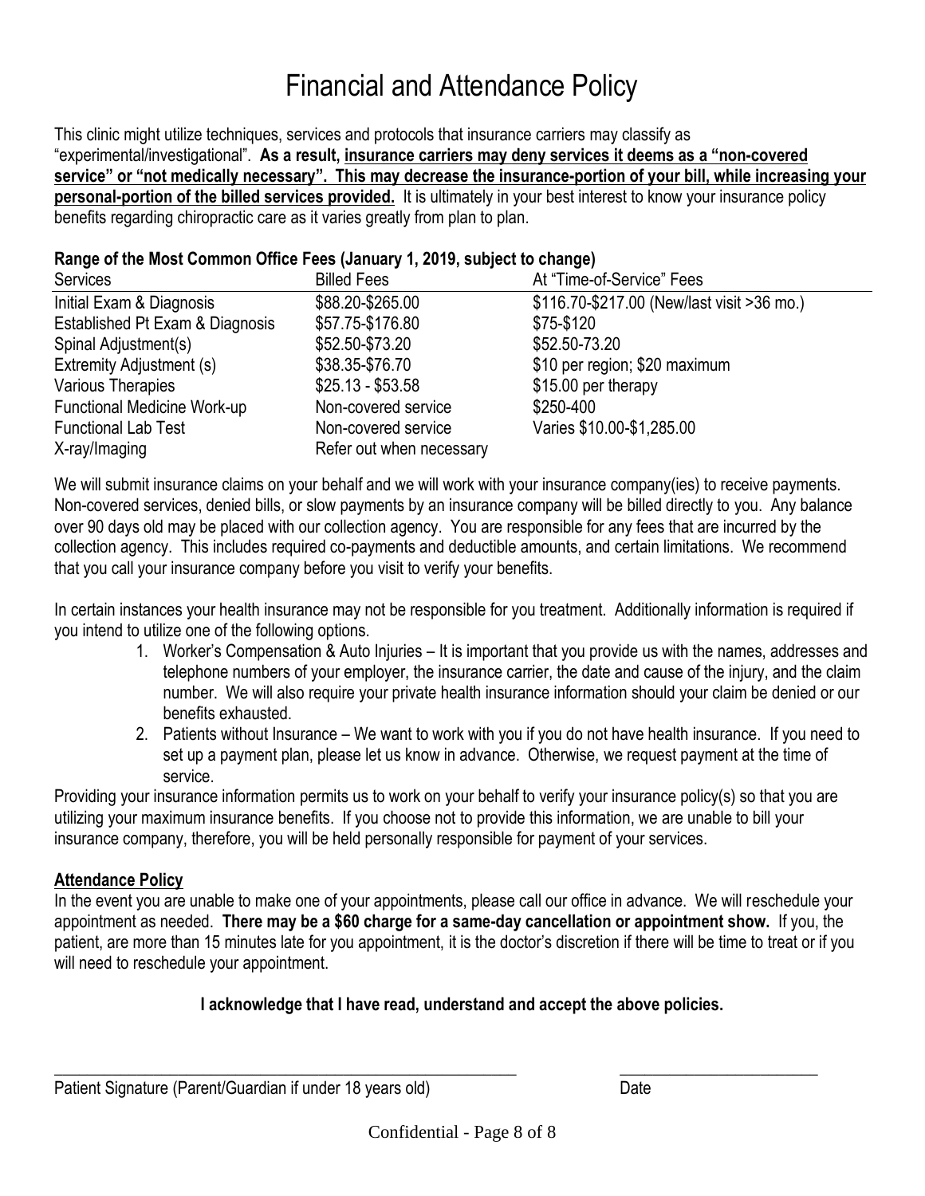# Financial and Attendance Policy

This clinic might utilize techniques, services and protocols that insurance carriers may classify as "experimental/investigational". **As a result, <u>insurance carriers may deny services it deems as a "non-covered service" or "not medically necessary". This may decrease the insurance-portion of your bill, while increasing your personal-portion of the billed services provided.</u>** It is ultimately in your best interest to know your insurance policy benefits regarding chiropractic care as it varies greatly from plan to plan.

**Range of the Most Common Office Fees (January 1, 2019, subject to change)**

| Services | Billed Fees | At "Time-of-Service" Fees |
|---|---|---|
| Initial Exam & Diagnosis | $88.20-$265.00 | $116.70-$217.00 (New/last visit >36 mo.) |
| Established Pt Exam & Diagnosis | $57.75-$176.80 | $75-$120 |
| Spinal Adjustment(s) | $52.50-$73.20 | $52.50-73.20 |
| Extremity Adjustment (s) | $38.35-$76.70 | $10 per region; $20 maximum |
| Various Therapies | $25.13 - $53.58 | $15.00 per therapy |
| Functional Medicine Work-up | Non-covered service | $250-400 |
| Functional Lab Test | Non-covered service | Varies $10.00-$1,285.00 |
| X-ray/Imaging | Refer out when necessary | |

We will submit insurance claims on your behalf and we will work with your insurance company(ies) to receive payments. Non-covered services, denied bills, or slow payments by an insurance company will be billed directly to you. Any balance over 90 days old may be placed with our collection agency. You are responsible for any fees that are incurred by the collection agency. This includes required co-payments and deductible amounts, and certain limitations. We recommend that you call your insurance company before you visit to verify your benefits.

In certain instances your health insurance may not be responsible for you treatment. Additionally information is required if you intend to utilize one of the following options.

1. Worker's Compensation & Auto Injuries – It is important that you provide us with the names, addresses and telephone numbers of your employer, the insurance carrier, the date and cause of the injury, and the claim number. We will also require your private health insurance information should your claim be denied or our benefits exhausted.
2. Patients without Insurance – We want to work with you if you do not have health insurance. If you need to set up a payment plan, please let us know in advance. Otherwise, we request payment at the time of service.

Providing your insurance information permits us to work on your behalf to verify your insurance policy(s) so that you are utilizing your maximum insurance benefits. If you choose not to provide this information, we are unable to bill your insurance company, therefore, you will be held personally responsible for payment of your services.

**<u>Attendance Policy</u>**

In the event you are unable to make one of your appointments, please call our office in advance. We will reschedule your appointment as needed. **There may be a $60 charge for a same-day cancellation or appointment show.** If you, the patient, are more than 15 minutes late for you appointment, it is the doctor's discretion if there will be time to treat or if you will need to reschedule your appointment.

**I acknowledge that I have read, understand and accept the above policies.**

\_\_\_\_\_\_\_\_\_\_\_\_\_\_\_\_\_\_\_\_\_\_\_\_\_\_\_\_\_\_\_\_\_\_\_\_\_\_\_\_\_\_\_\_\_\_\_\_ \_\_\_\_\_\_\_\_\_\_\_\_\_\_\_\_\_\_\_\_\_\_\_\_

Patient Signature (Parent/Guardian if under 18 years old) Date